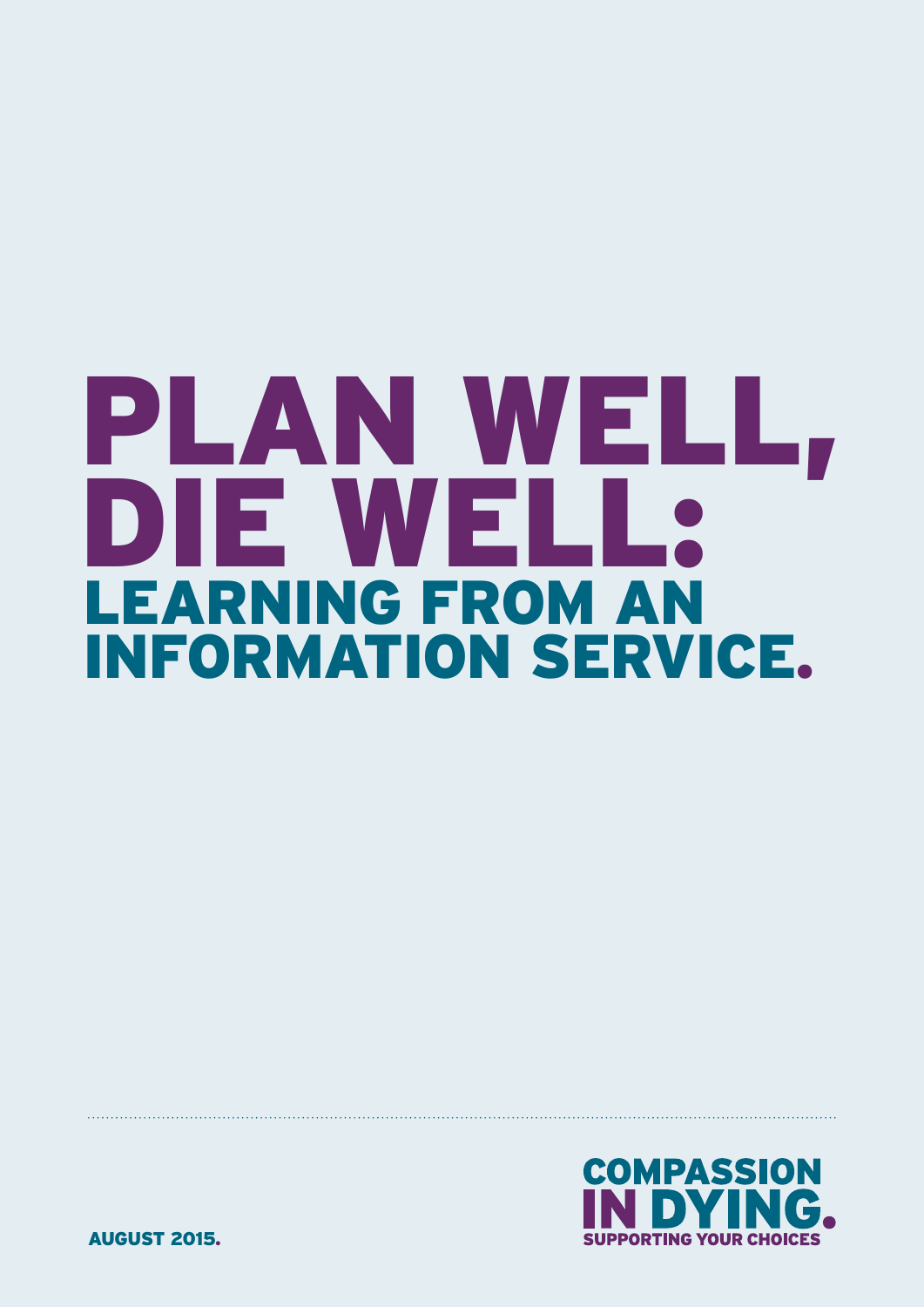# PLAN WELL, DIE WELL:

## LEARNING FROM AN INFORMATION SERVICE.

COMPASSION IN DYING.
SUPPORTING YOUR CHOICES

AUGUST 2015.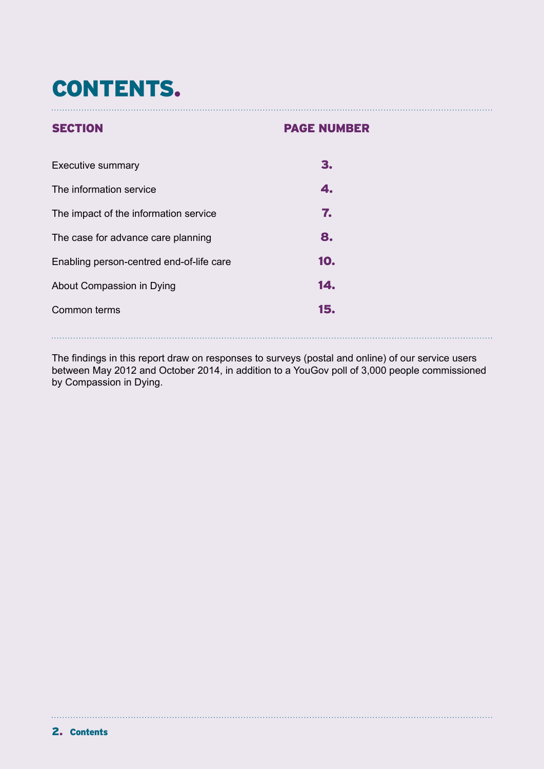# CONTENTS.

| SECTION | PAGE NUMBER |
| --- | --- |
| Executive summary | 3. |
| The information service | 4. |
| The impact of the information service | 7. |
| The case for advance care planning | 8. |
| Enabling person-centred end-of-life care | 10. |
| About Compassion in Dying | 14. |
| Common terms | 15. |

The findings in this report draw on responses to surveys (postal and online) of our service users between May 2012 and October 2014, in addition to a YouGov poll of 3,000 people commissioned by Compassion in Dying.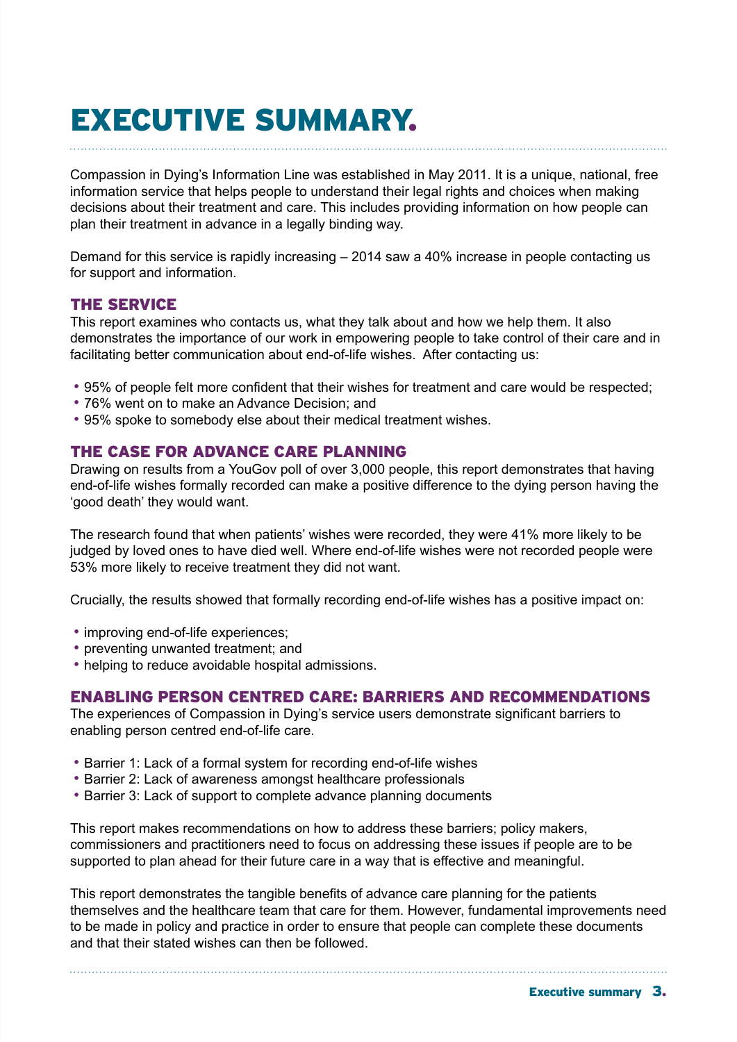# EXECUTIVE SUMMARY.

Compassion in Dying's Information Line was established in May 2011. It is a unique, national, free information service that helps people to understand their legal rights and choices when making decisions about their treatment and care. This includes providing information on how people can plan their treatment in advance in a legally binding way.

Demand for this service is rapidly increasing – 2014 saw a 40% increase in people contacting us for support and information.

## THE SERVICE

This report examines who contacts us, what they talk about and how we help them. It also demonstrates the importance of our work in empowering people to take control of their care and in facilitating better communication about end-of-life wishes. After contacting us:

- 95% of people felt more confident that their wishes for treatment and care would be respected;
- 76% went on to make an Advance Decision; and
- 95% spoke to somebody else about their medical treatment wishes.

## THE CASE FOR ADVANCE CARE PLANNING

Drawing on results from a YouGov poll of over 3,000 people, this report demonstrates that having end-of-life wishes formally recorded can make a positive difference to the dying person having the 'good death' they would want.

The research found that when patients' wishes were recorded, they were 41% more likely to be judged by loved ones to have died well. Where end-of-life wishes were not recorded people were 53% more likely to receive treatment they did not want.

Crucially, the results showed that formally recording end-of-life wishes has a positive impact on:

- improving end-of-life experiences;
- preventing unwanted treatment; and
- helping to reduce avoidable hospital admissions.

## ENABLING PERSON CENTRED CARE: BARRIERS AND RECOMMENDATIONS

The experiences of Compassion in Dying's service users demonstrate significant barriers to enabling person centred end-of-life care.

- Barrier 1: Lack of a formal system for recording end-of-life wishes
- Barrier 2: Lack of awareness amongst healthcare professionals
- Barrier 3: Lack of support to complete advance planning documents

This report makes recommendations on how to address these barriers; policy makers, commissioners and practitioners need to focus on addressing these issues if people are to be supported to plan ahead for their future care in a way that is effective and meaningful.

This report demonstrates the tangible benefits of advance care planning for the patients themselves and the healthcare team that care for them. However, fundamental improvements need to be made in policy and practice in order to ensure that people can complete these documents and that their stated wishes can then be followed.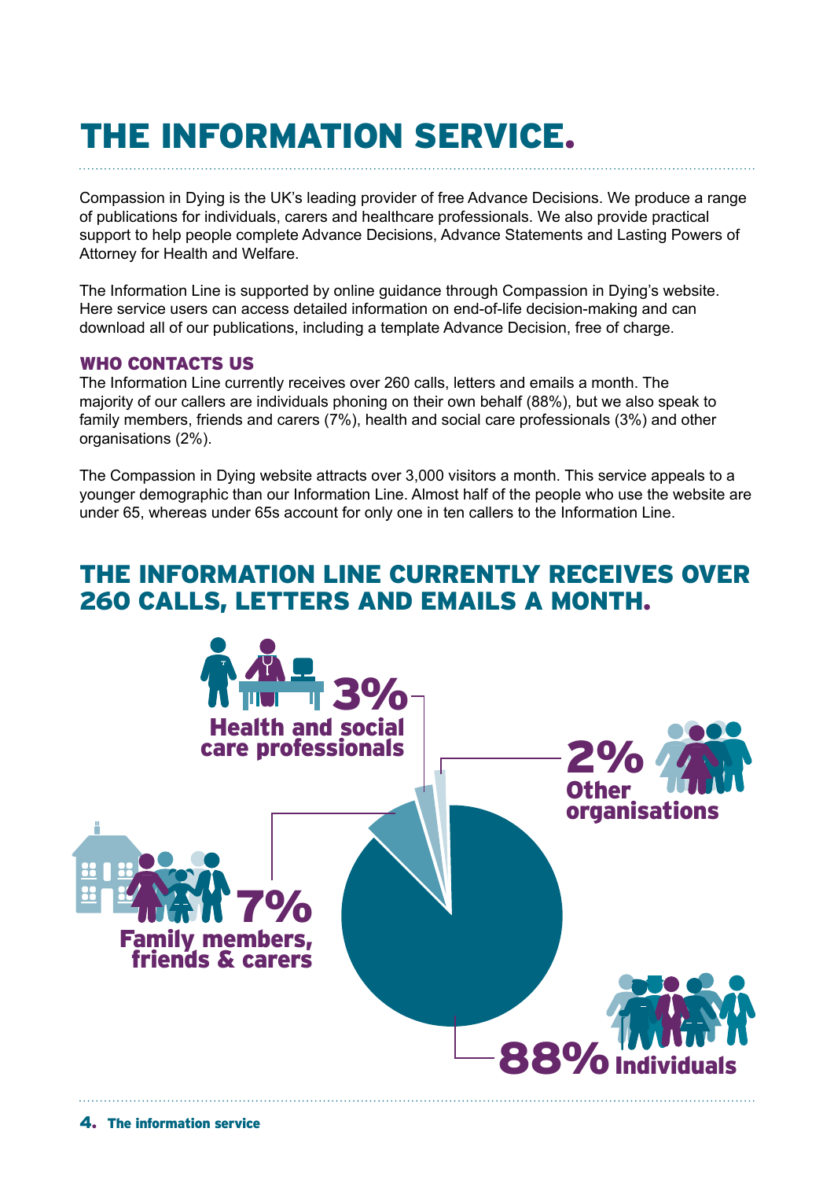# THE INFORMATION SERVICE.

Compassion in Dying is the UK's leading provider of free Advance Decisions. We produce a range of publications for individuals, carers and healthcare professionals. We also provide practical support to help people complete Advance Decisions, Advance Statements and Lasting Powers of Attorney for Health and Welfare.

The Information Line is supported by online guidance through Compassion in Dying's website. Here service users can access detailed information on end-of-life decision-making and can download all of our publications, including a template Advance Decision, free of charge.

### WHO CONTACTS US

The Information Line currently receives over 260 calls, letters and emails a month. The majority of our callers are individuals phoning on their own behalf (88%), but we also speak to family members, friends and carers (7%), health and social care professionals (3%) and other organisations (2%).

The Compassion in Dying website attracts over 3,000 visitors a month. This service appeals to a younger demographic than our Information Line. Almost half of the people who use the website are under 65, whereas under 65s account for only one in ten callers to the Information Line.

## THE INFORMATION LINE CURRENTLY RECEIVES OVER 260 CALLS, LETTERS AND EMAILS A MONTH.

3% Health and social care professionals

2% Other organisations

7% Family members, friends & carers

88% Individuals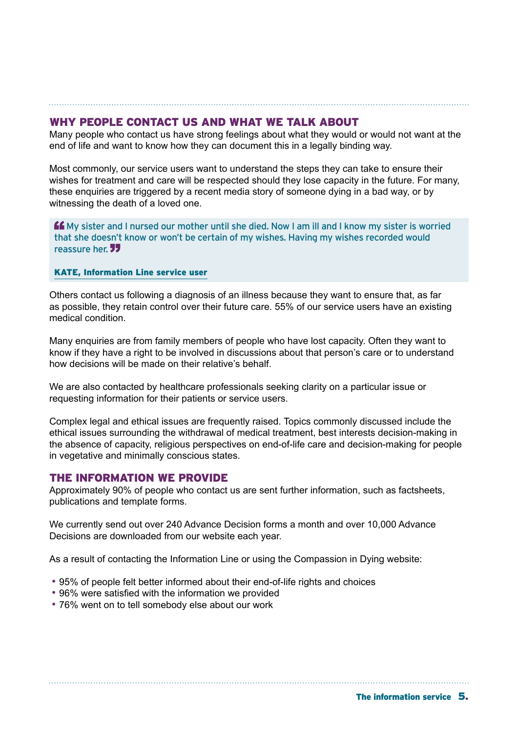## WHY PEOPLE CONTACT US AND WHAT WE TALK ABOUT

Many people who contact us have strong feelings about what they would or would not want at the end of life and want to know how they can document this in a legally binding way.

Most commonly, our service users want to understand the steps they can take to ensure their wishes for treatment and care will be respected should they lose capacity in the future. For many, these enquiries are triggered by a recent media story of someone dying in a bad way, or by witnessing the death of a loved one.

> "My sister and I nursed our mother until she died. Now I am ill and I know my sister is worried that she doesn't know or won't be certain of my wishes. Having my wishes recorded would reassure her."
>
> **KATE, Information Line service user**

Others contact us following a diagnosis of an illness because they want to ensure that, as far as possible, they retain control over their future care. 55% of our service users have an existing medical condition.

Many enquiries are from family members of people who have lost capacity. Often they want to know if they have a right to be involved in discussions about that person's care or to understand how decisions will be made on their relative's behalf.

We are also contacted by healthcare professionals seeking clarity on a particular issue or requesting information for their patients or service users.

Complex legal and ethical issues are frequently raised. Topics commonly discussed include the ethical issues surrounding the withdrawal of medical treatment, best interests decision-making in the absence of capacity, religious perspectives on end-of-life care and decision-making for people in vegetative and minimally conscious states.

## THE INFORMATION WE PROVIDE

Approximately 90% of people who contact us are sent further information, such as factsheets, publications and template forms.

We currently send out over 240 Advance Decision forms a month and over 10,000 Advance Decisions are downloaded from our website each year.

As a result of contacting the Information Line or using the Compassion in Dying website:

- 95% of people felt better informed about their end-of-life rights and choices
- 96% were satisfied with the information we provided
- 76% went on to tell somebody else about our work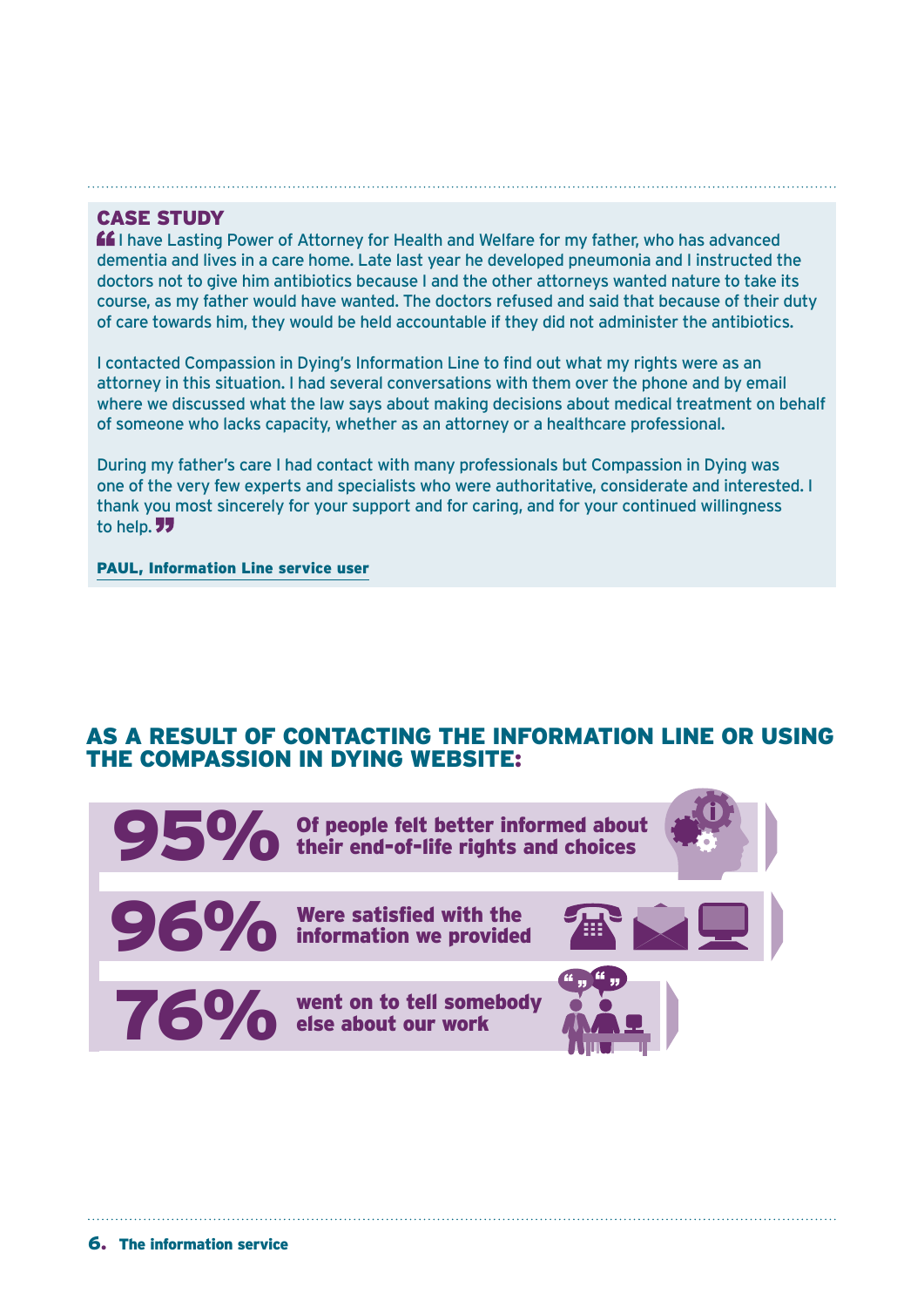## CASE STUDY

"I have Lasting Power of Attorney for Health and Welfare for my father, who has advanced dementia and lives in a care home. Late last year he developed pneumonia and I instructed the doctors not to give him antibiotics because I and the other attorneys wanted nature to take its course, as my father would have wanted. The doctors refused and said that because of their duty of care towards him, they would be held accountable if they did not administer the antibiotics.

I contacted Compassion in Dying's Information Line to find out what my rights were as an attorney in this situation. I had several conversations with them over the phone and by email where we discussed what the law says about making decisions about medical treatment on behalf of someone who lacks capacity, whether as an attorney or a healthcare professional.

During my father's care I had contact with many professionals but Compassion in Dying was one of the very few experts and specialists who were authoritative, considerate and interested. I thank you most sincerely for your support and for caring, and for your continued willingness to help."

**PAUL, Information Line service user**

## AS A RESULT OF CONTACTING THE INFORMATION LINE OR USING THE COMPASSION IN DYING WEBSITE:

**95%** Of people felt better informed about their end-of-life rights and choices

**96%** Were satisfied with the information we provided

**76%** went on to tell somebody else about our work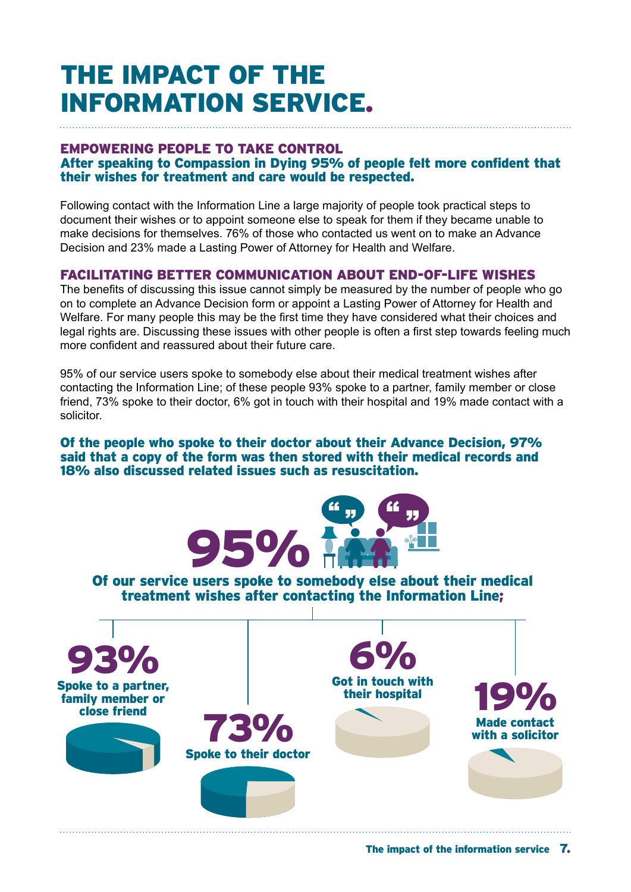# THE IMPACT OF THE INFORMATION SERVICE.

## EMPOWERING PEOPLE TO TAKE CONTROL

**After speaking to Compassion in Dying 95% of people felt more confident that their wishes for treatment and care would be respected.**

Following contact with the Information Line a large majority of people took practical steps to document their wishes or to appoint someone else to speak for them if they became unable to make decisions for themselves. 76% of those who contacted us went on to make an Advance Decision and 23% made a Lasting Power of Attorney for Health and Welfare.

## FACILITATING BETTER COMMUNICATION ABOUT END-OF-LIFE WISHES

The benefits of discussing this issue cannot simply be measured by the number of people who go on to complete an Advance Decision form or appoint a Lasting Power of Attorney for Health and Welfare. For many people this may be the first time they have considered what their choices and legal rights are. Discussing these issues with other people is often a first step towards feeling much more confident and reassured about their future care.

95% of our service users spoke to somebody else about their medical treatment wishes after contacting the Information Line; of these people 93% spoke to a partner, family member or close friend, 73% spoke to their doctor, 6% got in touch with their hospital and 19% made contact with a solicitor.

**Of the people who spoke to their doctor about their Advance Decision, 97% said that a copy of the form was then stored with their medical records and 18% also discussed related issues such as resuscitation.**

**95%**

**Of our service users spoke to somebody else about their medical treatment wishes after contacting the Information Line;**

**93%** Spoke to a partner, family member or close friend

**73%** Spoke to their doctor

**6%** Got in touch with their hospital

**19%** Made contact with a solicitor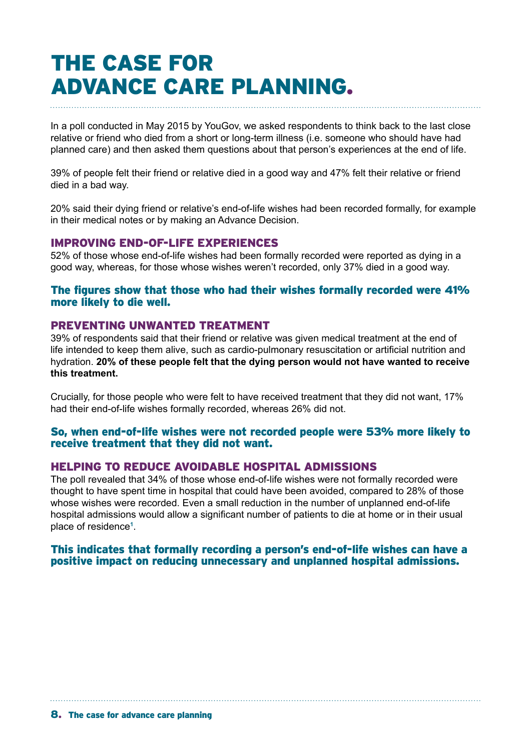# THE CASE FOR ADVANCE CARE PLANNING.

In a poll conducted in May 2015 by YouGov, we asked respondents to think back to the last close relative or friend who died from a short or long-term illness (i.e. someone who should have had planned care) and then asked them questions about that person's experiences at the end of life.

39% of people felt their friend or relative died in a good way and 47% felt their relative or friend died in a bad way.

20% said their dying friend or relative's end-of-life wishes had been recorded formally, for example in their medical notes or by making an Advance Decision.

## IMPROVING END-OF-LIFE EXPERIENCES

52% of those whose end-of-life wishes had been formally recorded were reported as dying in a good way, whereas, for those whose wishes weren't recorded, only 37% died in a good way.

**The figures show that those who had their wishes formally recorded were 41% more likely to die well.**

## PREVENTING UNWANTED TREATMENT

39% of respondents said that their friend or relative was given medical treatment at the end of life intended to keep them alive, such as cardio-pulmonary resuscitation or artificial nutrition and hydration. **20% of these people felt that the dying person would not have wanted to receive this treatment.**

Crucially, for those people who were felt to have received treatment that they did not want, 17% had their end-of-life wishes formally recorded, whereas 26% did not.

**So, when end-of-life wishes were not recorded people were 53% more likely to receive treatment that they did not want.**

## HELPING TO REDUCE AVOIDABLE HOSPITAL ADMISSIONS

The poll revealed that 34% of those whose end-of-life wishes were not formally recorded were thought to have spent time in hospital that could have been avoided, compared to 28% of those whose wishes were recorded. Even a small reduction in the number of unplanned end-of-life hospital admissions would allow a significant number of patients to die at home or in their usual place of residence[1].

**This indicates that formally recording a person's end-of-life wishes can have a positive impact on reducing unnecessary and unplanned hospital admissions.**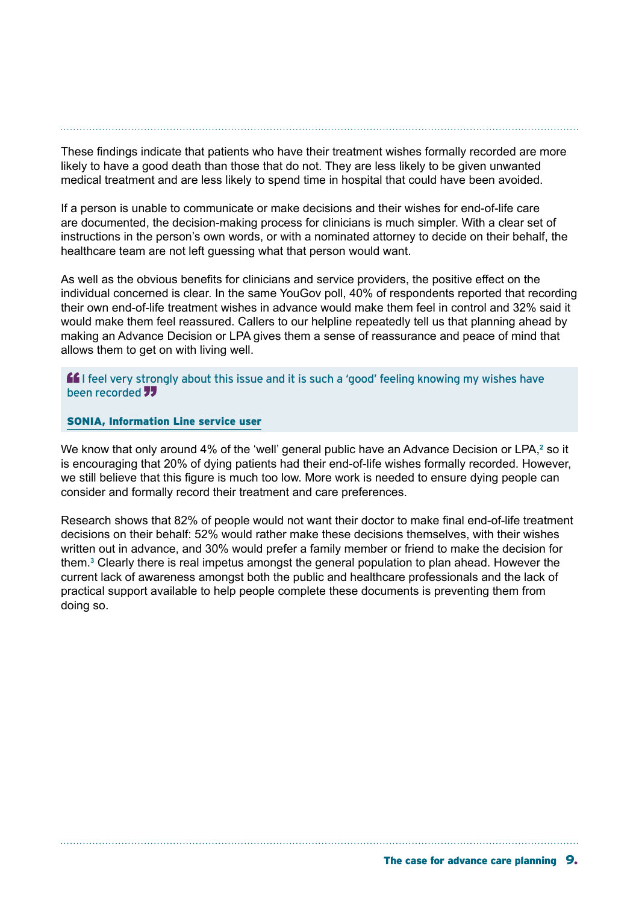These findings indicate that patients who have their treatment wishes formally recorded are more likely to have a good death than those that do not. They are less likely to be given unwanted medical treatment and are less likely to spend time in hospital that could have been avoided.

If a person is unable to communicate or make decisions and their wishes for end-of-life care are documented, the decision-making process for clinicians is much simpler. With a clear set of instructions in the person's own words, or with a nominated attorney to decide on their behalf, the healthcare team are not left guessing what that person would want.

As well as the obvious benefits for clinicians and service providers, the positive effect on the individual concerned is clear. In the same YouGov poll, 40% of respondents reported that recording their own end-of-life treatment wishes in advance would make them feel in control and 32% said it would make them feel reassured. Callers to our helpline repeatedly tell us that planning ahead by making an Advance Decision or LPA gives them a sense of reassurance and peace of mind that allows them to get on with living well.

> "I feel very strongly about this issue and it is such a 'good' feeling knowing my wishes have been recorded"
>
> **SONIA, Information Line service user**

We know that only around 4% of the 'well' general public have an Advance Decision or LPA,[2] so it is encouraging that 20% of dying patients had their end-of-life wishes formally recorded. However, we still believe that this figure is much too low. More work is needed to ensure dying people can consider and formally record their treatment and care preferences.

Research shows that 82% of people would not want their doctor to make final end-of-life treatment decisions on their behalf: 52% would rather make these decisions themselves, with their wishes written out in advance, and 30% would prefer a family member or friend to make the decision for them.[3] Clearly there is real impetus amongst the general population to plan ahead. However the current lack of awareness amongst both the public and healthcare professionals and the lack of practical support available to help people complete these documents is preventing them from doing so.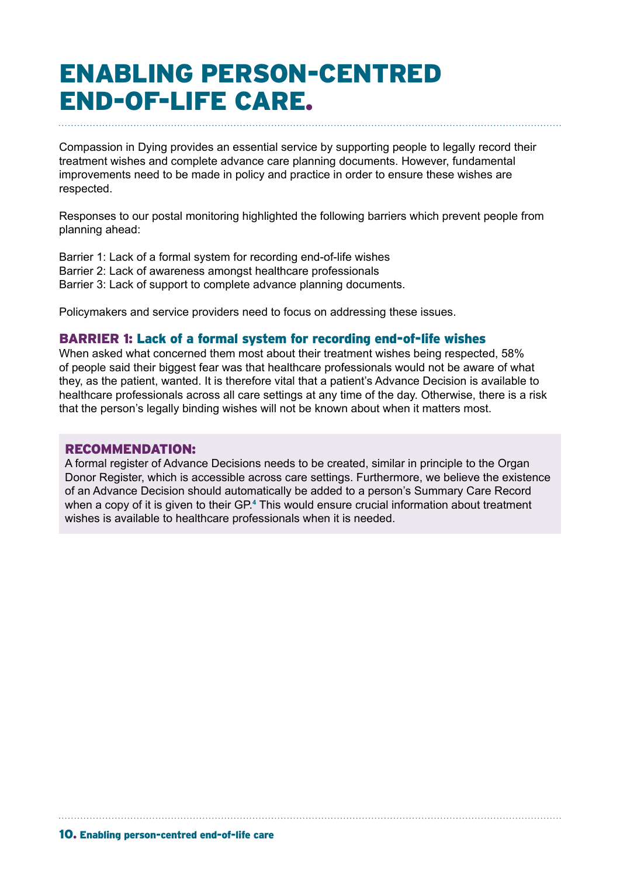# ENABLING PERSON-CENTRED END-OF-LIFE CARE.

Compassion in Dying provides an essential service by supporting people to legally record their treatment wishes and complete advance care planning documents. However, fundamental improvements need to be made in policy and practice in order to ensure these wishes are respected.

Responses to our postal monitoring highlighted the following barriers which prevent people from planning ahead:

Barrier 1: Lack of a formal system for recording end-of-life wishes
Barrier 2: Lack of awareness amongst healthcare professionals
Barrier 3: Lack of support to complete advance planning documents.

Policymakers and service providers need to focus on addressing these issues.

## BARRIER 1: Lack of a formal system for recording end-of-life wishes

When asked what concerned them most about their treatment wishes being respected, 58% of people said their biggest fear was that healthcare professionals would not be aware of what they, as the patient, wanted. It is therefore vital that a patient's Advance Decision is available to healthcare professionals across all care settings at any time of the day. Otherwise, there is a risk that the person's legally binding wishes will not be known about when it matters most.

### RECOMMENDATION:

A formal register of Advance Decisions needs to be created, similar in principle to the Organ Donor Register, which is accessible across care settings. Furthermore, we believe the existence of an Advance Decision should automatically be added to a person's Summary Care Record when a copy of it is given to their GP.[4] This would ensure crucial information about treatment wishes is available to healthcare professionals when it is needed.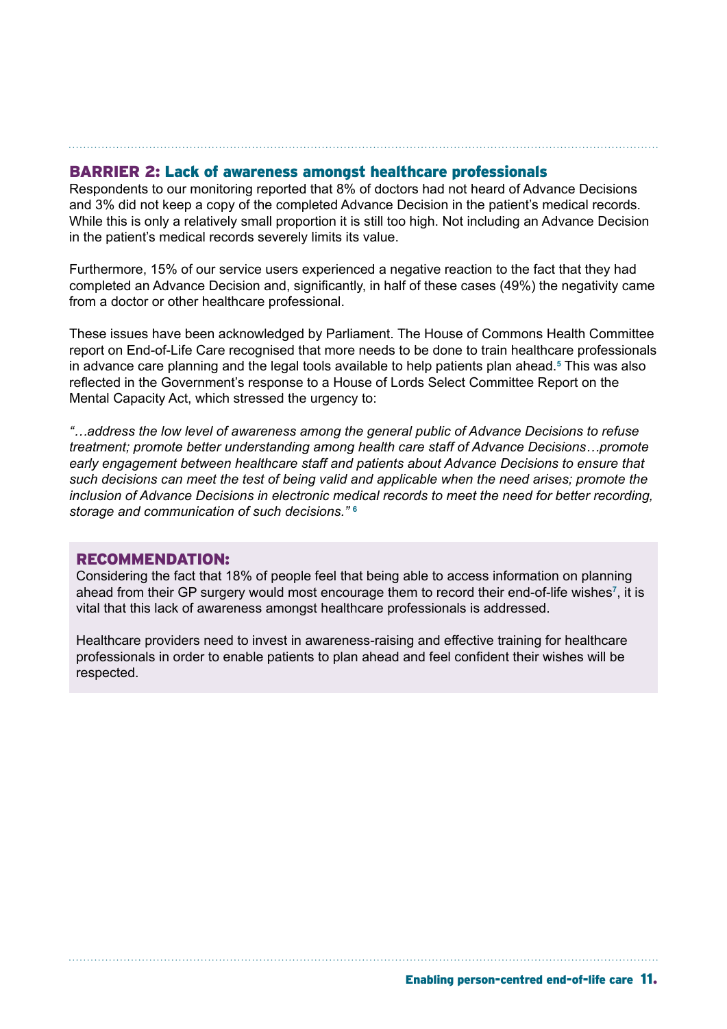## BARRIER 2: Lack of awareness amongst healthcare professionals

Respondents to our monitoring reported that 8% of doctors had not heard of Advance Decisions and 3% did not keep a copy of the completed Advance Decision in the patient's medical records. While this is only a relatively small proportion it is still too high. Not including an Advance Decision in the patient's medical records severely limits its value.

Furthermore, 15% of our service users experienced a negative reaction to the fact that they had completed an Advance Decision and, significantly, in half of these cases (49%) the negativity came from a doctor or other healthcare professional.

These issues have been acknowledged by Parliament. The House of Commons Health Committee report on End-of-Life Care recognised that more needs to be done to train healthcare professionals in advance care planning and the legal tools available to help patients plan ahead.[5] This was also reflected in the Government's response to a House of Lords Select Committee Report on the Mental Capacity Act, which stressed the urgency to:

*"…address the low level of awareness among the general public of Advance Decisions to refuse treatment; promote better understanding among health care staff of Advance Decisions…promote early engagement between healthcare staff and patients about Advance Decisions to ensure that such decisions can meet the test of being valid and applicable when the need arises; promote the inclusion of Advance Decisions in electronic medical records to meet the need for better recording, storage and communication of such decisions."* [6]

### RECOMMENDATION:

Considering the fact that 18% of people feel that being able to access information on planning ahead from their GP surgery would most encourage them to record their end-of-life wishes[7], it is vital that this lack of awareness amongst healthcare professionals is addressed.

Healthcare providers need to invest in awareness-raising and effective training for healthcare professionals in order to enable patients to plan ahead and feel confident their wishes will be respected.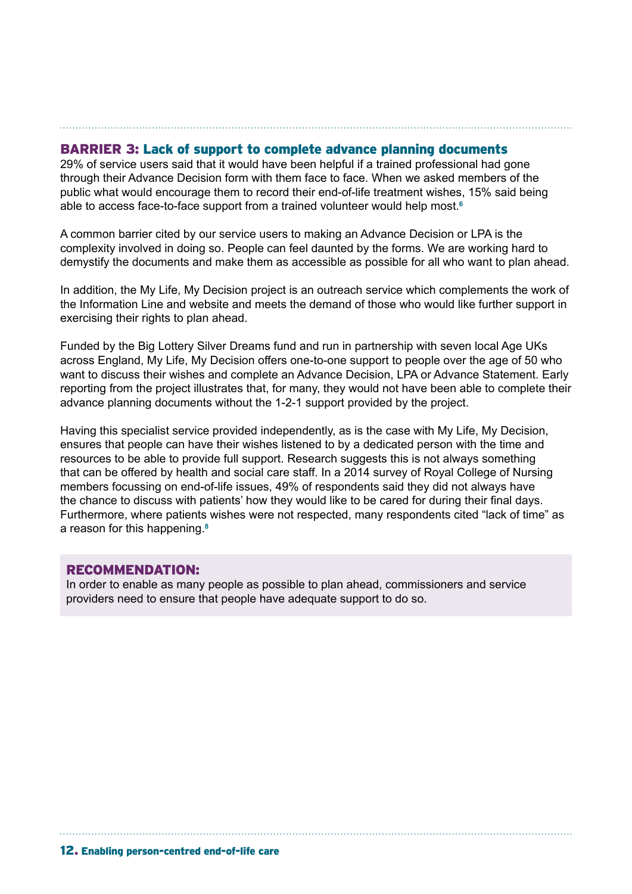## BARRIER 3: Lack of support to complete advance planning documents

29% of service users said that it would have been helpful if a trained professional had gone through their Advance Decision form with them face to face. When we asked members of the public what would encourage them to record their end-of-life treatment wishes, 15% said being able to access face-to-face support from a trained volunteer would help most.[6]

A common barrier cited by our service users to making an Advance Decision or LPA is the complexity involved in doing so. People can feel daunted by the forms. We are working hard to demystify the documents and make them as accessible as possible for all who want to plan ahead.

In addition, the My Life, My Decision project is an outreach service which complements the work of the Information Line and website and meets the demand of those who would like further support in exercising their rights to plan ahead.

Funded by the Big Lottery Silver Dreams fund and run in partnership with seven local Age UKs across England, My Life, My Decision offers one-to-one support to people over the age of 50 who want to discuss their wishes and complete an Advance Decision, LPA or Advance Statement. Early reporting from the project illustrates that, for many, they would not have been able to complete their advance planning documents without the 1-2-1 support provided by the project.

Having this specialist service provided independently, as is the case with My Life, My Decision, ensures that people can have their wishes listened to by a dedicated person with the time and resources to be able to provide full support. Research suggests this is not always something that can be offered by health and social care staff. In a 2014 survey of Royal College of Nursing members focussing on end-of-life issues, 49% of respondents said they did not always have the chance to discuss with patients' how they would like to be cared for during their final days. Furthermore, where patients wishes were not respected, many respondents cited "lack of time" as a reason for this happening.[8]

### RECOMMENDATION:

In order to enable as many people as possible to plan ahead, commissioners and service providers need to ensure that people have adequate support to do so.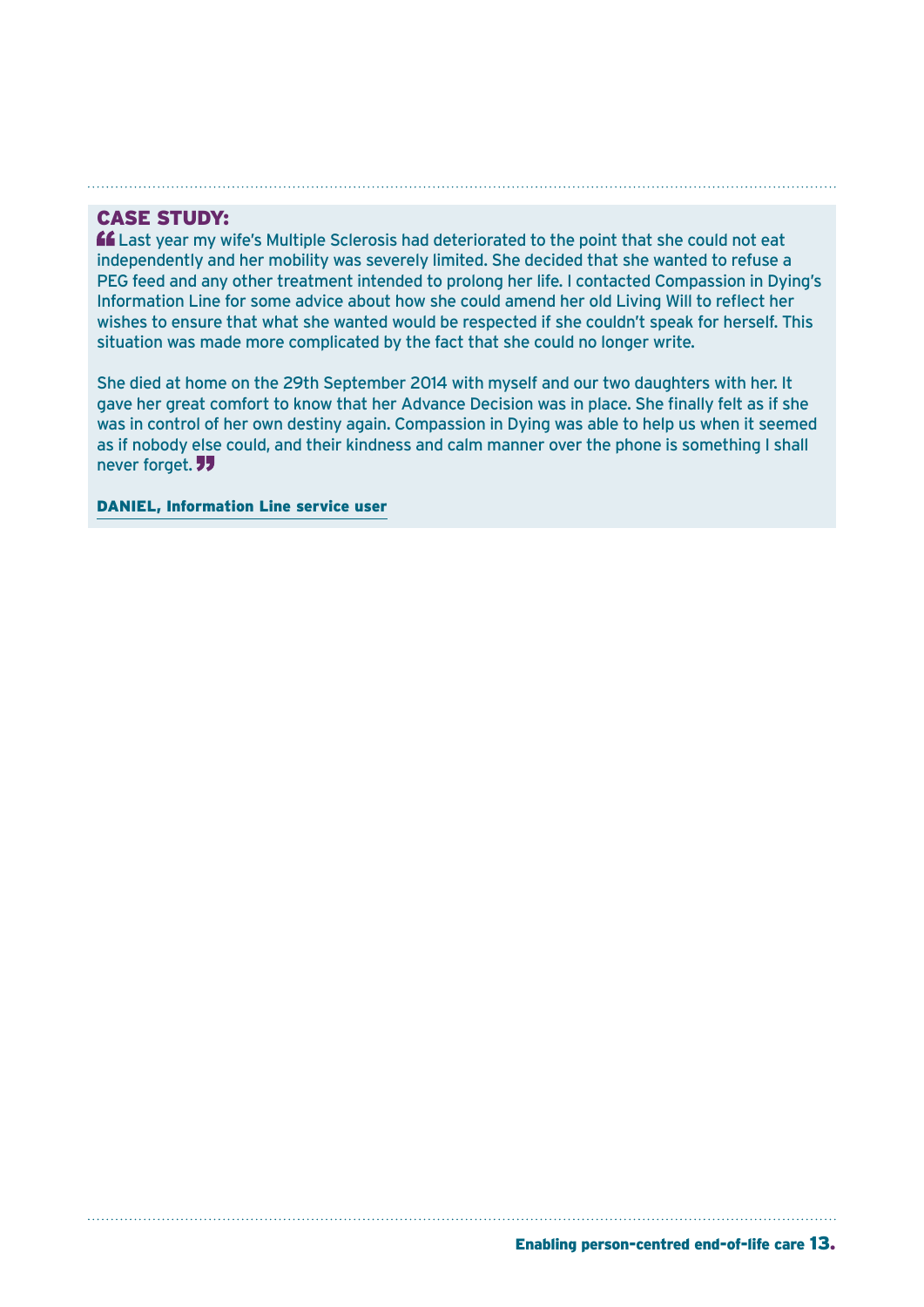### CASE STUDY:

"Last year my wife's Multiple Sclerosis had deteriorated to the point that she could not eat independently and her mobility was severely limited. She decided that she wanted to refuse a PEG feed and any other treatment intended to prolong her life. I contacted Compassion in Dying's Information Line for some advice about how she could amend her old Living Will to reflect her wishes to ensure that what she wanted would be respected if she couldn't speak for herself. This situation was made more complicated by the fact that she could no longer write.

She died at home on the 29th September 2014 with myself and our two daughters with her. It gave her great comfort to know that her Advance Decision was in place. She finally felt as if she was in control of her own destiny again. Compassion in Dying was able to help us when it seemed as if nobody else could, and their kindness and calm manner over the phone is something I shall never forget."

**DANIEL, Information Line service user**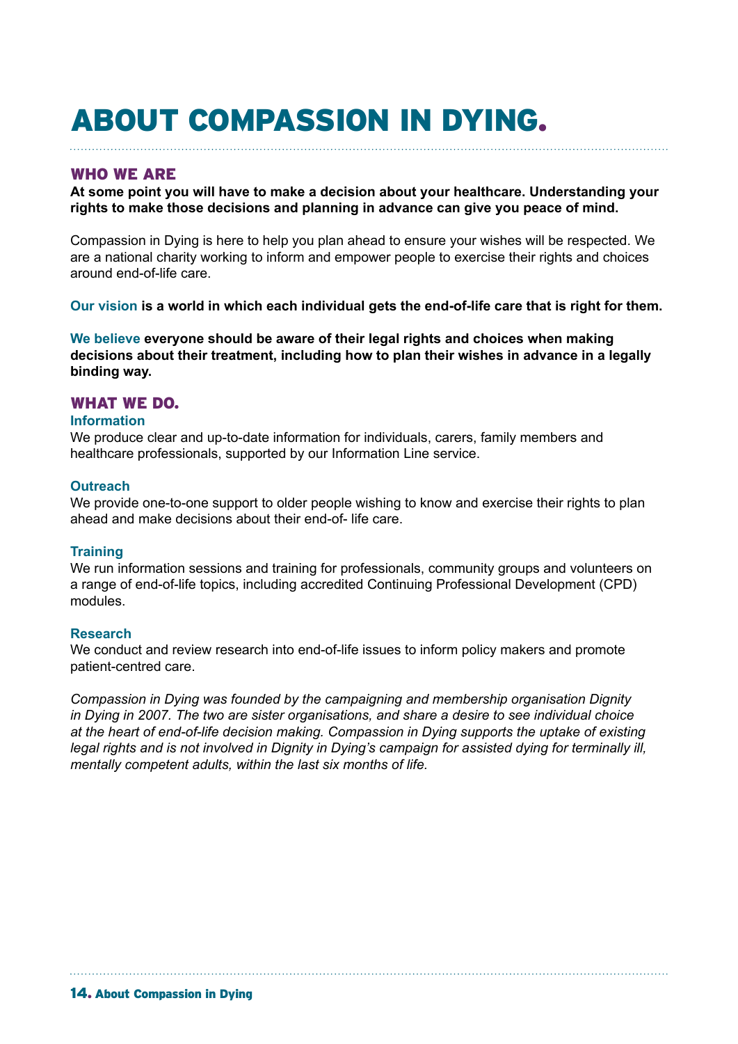# ABOUT COMPASSION IN DYING.

## WHO WE ARE

**At some point you will have to make a decision about your healthcare. Understanding your rights to make those decisions and planning in advance can give you peace of mind.**

Compassion in Dying is here to help you plan ahead to ensure your wishes will be respected. We are a national charity working to inform and empower people to exercise their rights and choices around end-of-life care.

**Our vision is a world in which each individual gets the end-of-life care that is right for them.**

**We believe everyone should be aware of their legal rights and choices when making decisions about their treatment, including how to plan their wishes in advance in a legally binding way.**

## WHAT WE DO.

### Information

We produce clear and up-to-date information for individuals, carers, family members and healthcare professionals, supported by our Information Line service.

### Outreach

We provide one-to-one support to older people wishing to know and exercise their rights to plan ahead and make decisions about their end-of- life care.

### Training

We run information sessions and training for professionals, community groups and volunteers on a range of end-of-life topics, including accredited Continuing Professional Development (CPD) modules.

### Research

We conduct and review research into end-of-life issues to inform policy makers and promote patient-centred care.

*Compassion in Dying was founded by the campaigning and membership organisation Dignity in Dying in 2007. The two are sister organisations, and share a desire to see individual choice at the heart of end-of-life decision making. Compassion in Dying supports the uptake of existing legal rights and is not involved in Dignity in Dying's campaign for assisted dying for terminally ill, mentally competent adults, within the last six months of life.*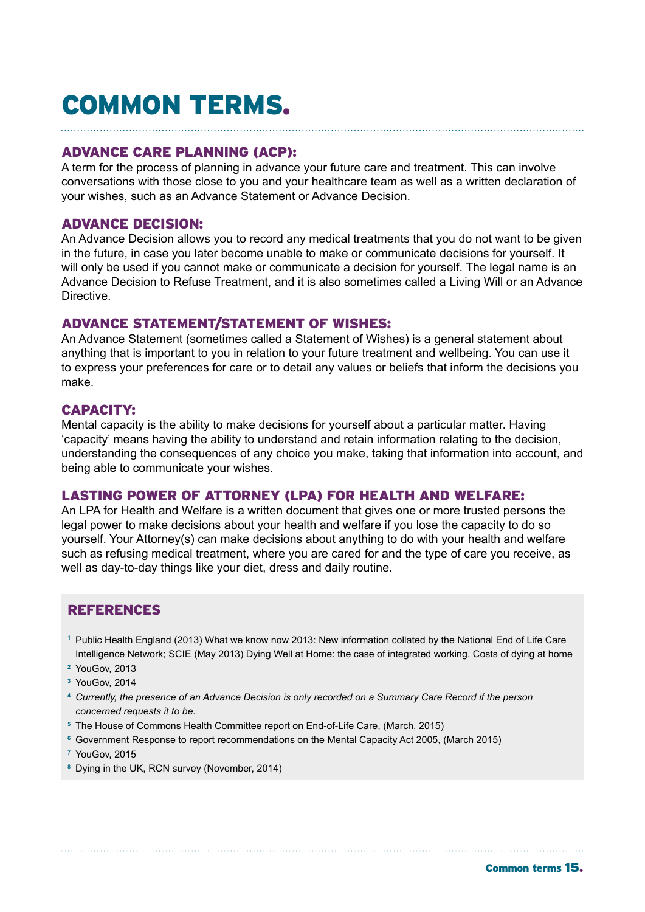# COMMON TERMS.

## ADVANCE CARE PLANNING (ACP):

A term for the process of planning in advance your future care and treatment. This can involve conversations with those close to you and your healthcare team as well as a written declaration of your wishes, such as an Advance Statement or Advance Decision.

## ADVANCE DECISION:

An Advance Decision allows you to record any medical treatments that you do not want to be given in the future, in case you later become unable to make or communicate decisions for yourself. It will only be used if you cannot make or communicate a decision for yourself. The legal name is an Advance Decision to Refuse Treatment, and it is also sometimes called a Living Will or an Advance Directive.

## ADVANCE STATEMENT/STATEMENT OF WISHES:

An Advance Statement (sometimes called a Statement of Wishes) is a general statement about anything that is important to you in relation to your future treatment and wellbeing. You can use it to express your preferences for care or to detail any values or beliefs that inform the decisions you make.

## CAPACITY:

Mental capacity is the ability to make decisions for yourself about a particular matter. Having 'capacity' means having the ability to understand and retain information relating to the decision, understanding the consequences of any choice you make, taking that information into account, and being able to communicate your wishes.

## LASTING POWER OF ATTORNEY (LPA) FOR HEALTH AND WELFARE:

An LPA for Health and Welfare is a written document that gives one or more trusted persons the legal power to make decisions about your health and welfare if you lose the capacity to do so yourself. Your Attorney(s) can make decisions about anything to do with your health and welfare such as refusing medical treatment, where you are cared for and the type of care you receive, as well as day-to-day things like your diet, dress and daily routine.

## REFERENCES

[1] Public Health England (2013) What we know now 2013: New information collated by the National End of Life Care Intelligence Network; SCIE (May 2013) Dying Well at Home: the case of integrated working. Costs of dying at home

[2] YouGov, 2013

[3] YouGov, 2014

[4] *Currently, the presence of an Advance Decision is only recorded on a Summary Care Record if the person concerned requests it to be.*

[5] The House of Commons Health Committee report on End-of-Life Care, (March, 2015)

[6] Government Response to report recommendations on the Mental Capacity Act 2005, (March 2015)

[7] YouGov, 2015

[8] Dying in the UK, RCN survey (November, 2014)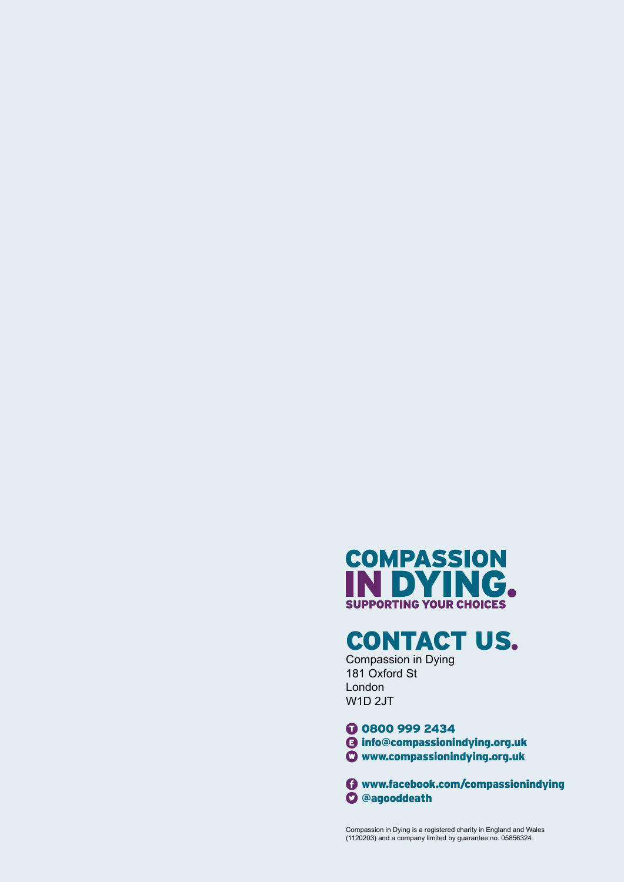COMPASSION IN DYING.

SUPPORTING YOUR CHOICES

# CONTACT US.

Compassion in Dying
181 Oxford St
London
W1D 2JT

**T** **0800 999 2434**
**E** **info@compassionindying.org.uk**
**W** **www.compassionindying.org.uk**

**www.facebook.com/compassionindying**
**@agooddeath**

Compassion in Dying is a registered charity in England and Wales (1120203) and a company limited by guarantee no. 05856324.